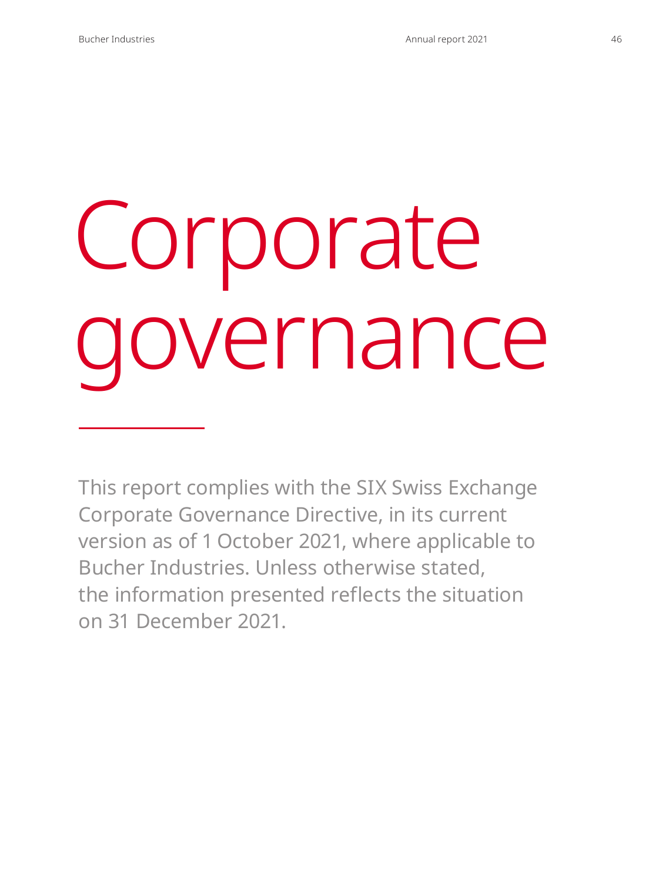# Corporate governance

This report complies with the SIX Swiss Exchange Corporate Governance Directive, in its current version as of 1 October 2021, where applicable to Bucher Industries. Unless otherwise stated, the information presented reflects the situation on 31 December 2021.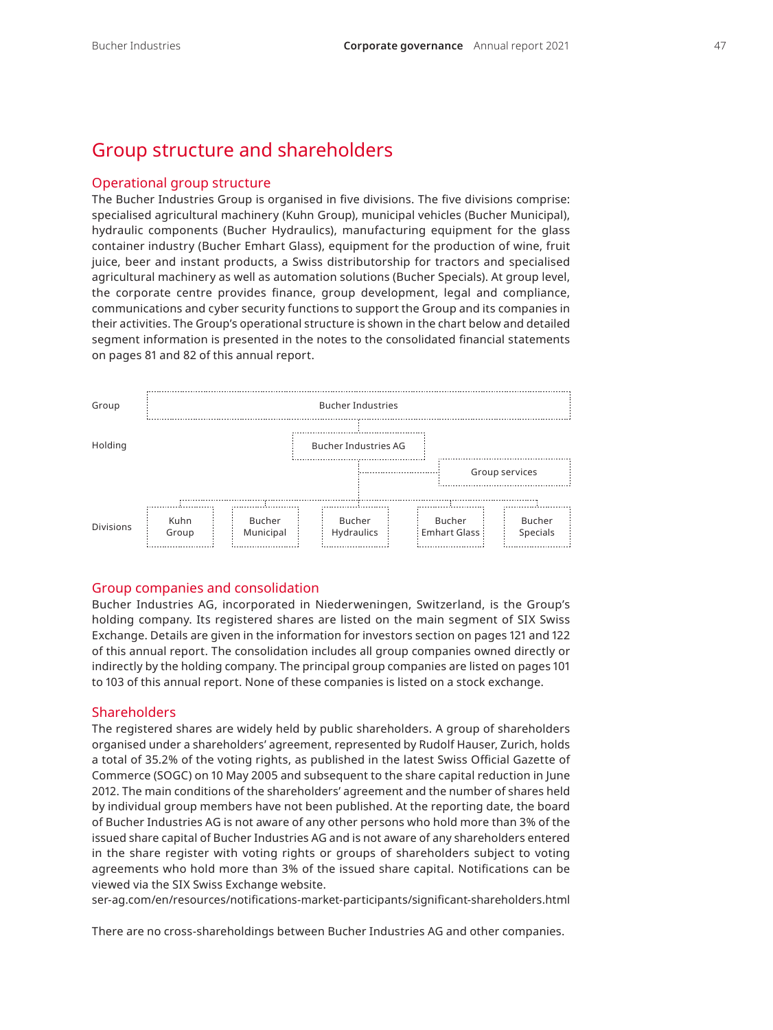# Group structure and shareholders

## Operational group structure

The Bucher Industries Group is organised in five divisions. The five divisions comprise: specialised agricultural machinery (Kuhn Group), municipal vehicles (Bucher Municipal), hydraulic components (Bucher Hydraulics), manufacturing equipment for the glass container industry (Bucher Emhart Glass), equipment for the production of wine, fruit juice, beer and instant products, a Swiss distributorship for tractors and specialised agricultural machinery as well as automation solutions (Bucher Specials). At group level, the corporate centre provides finance, group development, legal and compliance, communications and cyber security functions to support the Group and its companies in their activities. The Group's operational structure is shown in the chart below and detailed segment information is presented in the notes to the consolidated financial statements on pages 81 and 82 of this annual report.

| Level | | | | | |
|---|---|---|---|---|---|
| Group | Bucher Industries | | | | |
| Holding | Bucher Industries AG | | | | |
| | Group services | | | | |
| Divisions | Kuhn Group | Bucher Municipal | Bucher Hydraulics | Bucher Emhart Glass | Bucher Specials |

## Group companies and consolidation

Bucher Industries AG, incorporated in Niederweningen, Switzerland, is the Group's holding company. Its registered shares are listed on the main segment of SIX Swiss Exchange. Details are given in the information for investors section on pages 121 and 122 of this annual report. The consolidation includes all group companies owned directly or indirectly by the holding company. The principal group companies are listed on pages 101 to 103 of this annual report. None of these companies is listed on a stock exchange.

## Shareholders

The registered shares are widely held by public shareholders. A group of shareholders organised under a shareholders' agreement, represented by Rudolf Hauser, Zurich, holds a total of 35.2% of the voting rights, as published in the latest Swiss Official Gazette of Commerce (SOGC) on 10 May 2005 and subsequent to the share capital reduction in June 2012. The main conditions of the shareholders' agreement and the number of shares held by individual group members have not been published. At the reporting date, the board of Bucher Industries AG is not aware of any other persons who hold more than 3% of the issued share capital of Bucher Industries AG and is not aware of any shareholders entered in the share register with voting rights or groups of shareholders subject to voting agreements who hold more than 3% of the issued share capital. Notifications can be viewed via the SIX Swiss Exchange website.
ser-ag.com/en/resources/notifications-market-participants/significant-shareholders.html

There are no cross-shareholdings between Bucher Industries AG and other companies.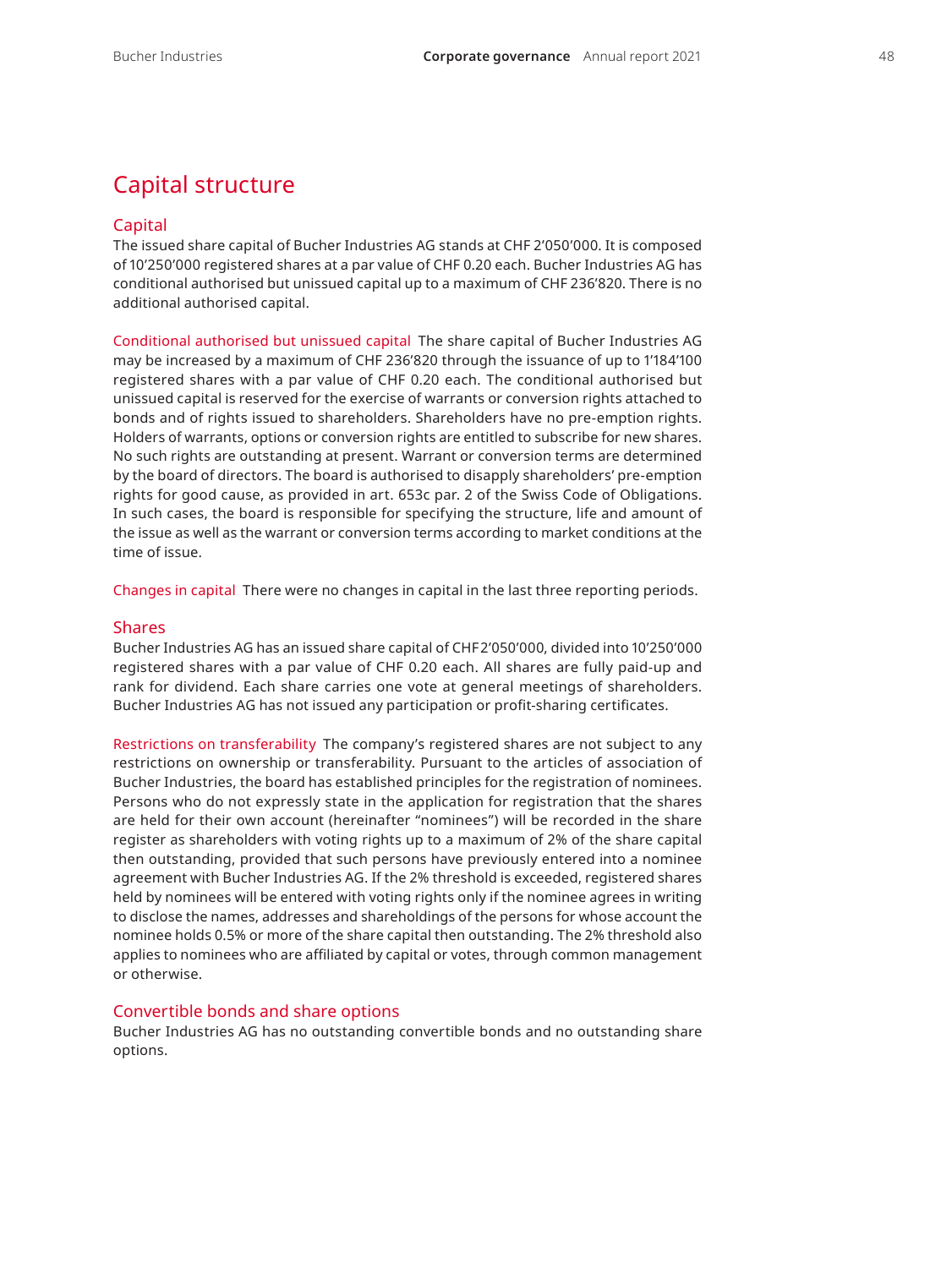# Capital structure

## Capital

The issued share capital of Bucher Industries AG stands at CHF 2'050'000. It is composed of 10'250'000 registered shares at a par value of CHF 0.20 each. Bucher Industries AG has conditional authorised but unissued capital up to a maximum of CHF 236'820. There is no additional authorised capital.

**Conditional authorised but unissued capital** The share capital of Bucher Industries AG may be increased by a maximum of CHF 236'820 through the issuance of up to 1'184'100 registered shares with a par value of CHF 0.20 each. The conditional authorised but unissued capital is reserved for the exercise of warrants or conversion rights attached to bonds and of rights issued to shareholders. Shareholders have no pre-emption rights. Holders of warrants, options or conversion rights are entitled to subscribe for new shares. No such rights are outstanding at present. Warrant or conversion terms are determined by the board of directors. The board is authorised to disapply shareholders' pre-emption rights for good cause, as provided in art. 653c par. 2 of the Swiss Code of Obligations. In such cases, the board is responsible for specifying the structure, life and amount of the issue as well as the warrant or conversion terms according to market conditions at the time of issue.

**Changes in capital** There were no changes in capital in the last three reporting periods.

## Shares

Bucher Industries AG has an issued share capital of CHF 2'050'000, divided into 10'250'000 registered shares with a par value of CHF 0.20 each. All shares are fully paid-up and rank for dividend. Each share carries one vote at general meetings of shareholders. Bucher Industries AG has not issued any participation or profit-sharing certificates.

**Restrictions on transferability** The company's registered shares are not subject to any restrictions on ownership or transferability. Pursuant to the articles of association of Bucher Industries, the board has established principles for the registration of nominees. Persons who do not expressly state in the application for registration that the shares are held for their own account (hereinafter "nominees") will be recorded in the share register as shareholders with voting rights up to a maximum of 2% of the share capital then outstanding, provided that such persons have previously entered into a nominee agreement with Bucher Industries AG. If the 2% threshold is exceeded, registered shares held by nominees will be entered with voting rights only if the nominee agrees in writing to disclose the names, addresses and shareholdings of the persons for whose account the nominee holds 0.5% or more of the share capital then outstanding. The 2% threshold also applies to nominees who are affiliated by capital or votes, through common management or otherwise.

## Convertible bonds and share options

Bucher Industries AG has no outstanding convertible bonds and no outstanding share options.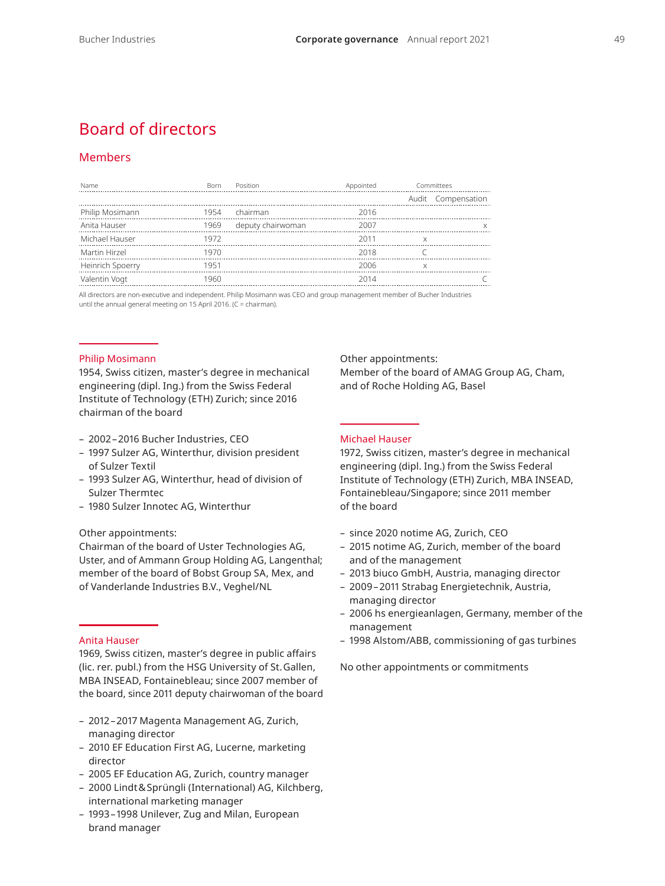# Board of directors

## Members

| Name | Born | Position | Appointed | Committees | |
|---|---|---|---|---|---|
| | | | | Audit | Compensation |
| Philip Mosimann | 1954 | chairman | 2016 | | |
| Anita Hauser | 1969 | deputy chairwoman | 2007 | | x |
| Michael Hauser | 1972 | | 2011 | x | |
| Martin Hirzel | 1970 | | 2018 | C | |
| Heinrich Spoerry | 1951 | | 2006 | x | |
| Valentin Vogt | 1960 | | 2014 | | C |

All directors are non-executive and independent. Philip Mosimann was CEO and group management member of Bucher Industries until the annual general meeting on 15 April 2016. (C = chairman).

### Philip Mosimann

1954, Swiss citizen, master's degree in mechanical engineering (dipl. Ing.) from the Swiss Federal Institute of Technology (ETH) Zurich; since 2016 chairman of the board

- 2002 – 2016 Bucher Industries, CEO
- 1997 Sulzer AG, Winterthur, division president of Sulzer Textil
- 1993 Sulzer AG, Winterthur, head of division of Sulzer Thermtec
- 1980 Sulzer Innotec AG, Winterthur

Other appointments:
Chairman of the board of Uster Technologies AG, Uster, and of Ammann Group Holding AG, Langenthal; member of the board of Bobst Group SA, Mex, and of Vanderlande Industries B.V., Veghel/NL

### Anita Hauser

1969, Swiss citizen, master's degree in public affairs (lic. rer. publ.) from the HSG University of St. Gallen, MBA INSEAD, Fontainebleau; since 2007 member of the board, since 2011 deputy chairwoman of the board

- 2012 – 2017 Magenta Management AG, Zurich, managing director
- 2010 EF Education First AG, Lucerne, marketing director
- 2005 EF Education AG, Zurich, country manager
- 2000 Lindt & Sprüngli (International) AG, Kilchberg, international marketing manager
- 1993 – 1998 Unilever, Zug and Milan, European brand manager

Other appointments:
Member of the board of AMAG Group AG, Cham, and of Roche Holding AG, Basel

### Michael Hauser

1972, Swiss citizen, master's degree in mechanical engineering (dipl. Ing.) from the Swiss Federal Institute of Technology (ETH) Zurich, MBA INSEAD, Fontainebleau/Singapore; since 2011 member of the board

- since 2020 notime AG, Zurich, CEO
- 2015 notime AG, Zurich, member of the board and of the management
- 2013 biuco GmbH, Austria, managing director
- 2009 – 2011 Strabag Energietechnik, Austria, managing director
- 2006 hs energieanlagen, Germany, member of the management
- 1998 Alstom/ABB, commissioning of gas turbines

No other appointments or commitments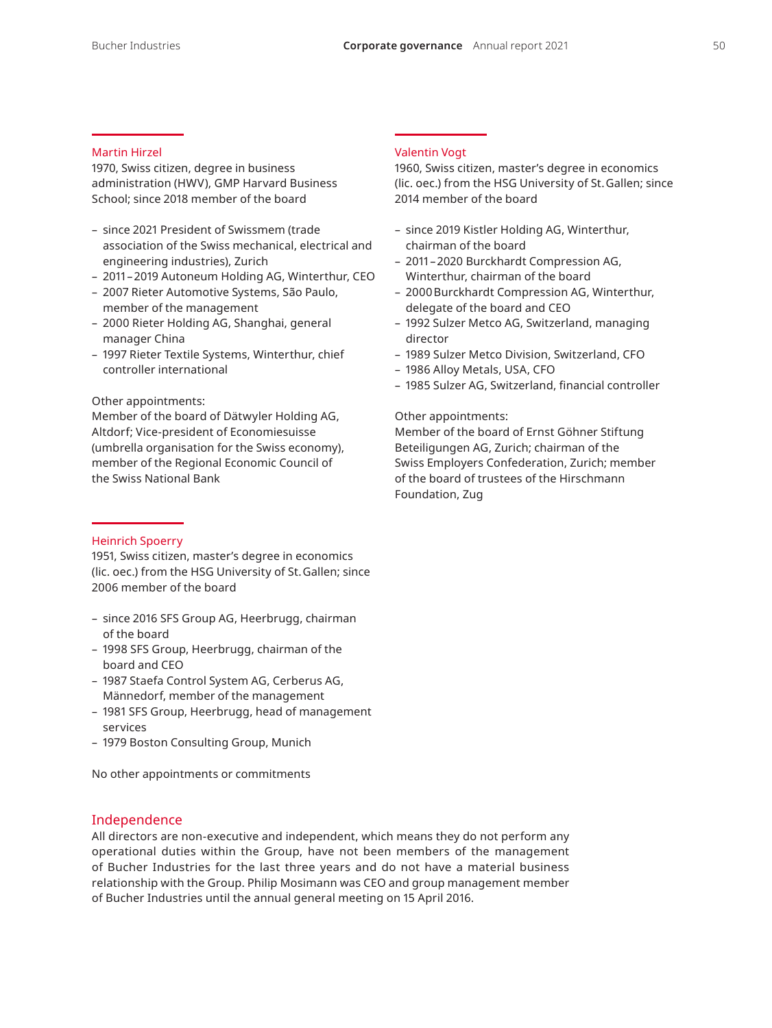### Martin Hirzel

1970, Swiss citizen, degree in business administration (HWV), GMP Harvard Business School; since 2018 member of the board

- since 2021 President of Swissmem (trade association of the Swiss mechanical, electrical and engineering industries), Zurich
- 2011 – 2019 Autoneum Holding AG, Winterthur, CEO
- 2007 Rieter Automotive Systems, São Paulo, member of the management
- 2000 Rieter Holding AG, Shanghai, general manager China
- 1997 Rieter Textile Systems, Winterthur, chief controller international

Other appointments:
Member of the board of Dätwyler Holding AG, Altdorf; Vice-president of Economiesuisse (umbrella organisation for the Swiss economy), member of the Regional Economic Council of the Swiss National Bank

### Valentin Vogt

1960, Swiss citizen, master's degree in economics (lic. oec.) from the HSG University of St. Gallen; since 2014 member of the board

- since 2019 Kistler Holding AG, Winterthur, chairman of the board
- 2011 – 2020 Burckhardt Compression AG, Winterthur, chairman of the board
- 2000 Burckhardt Compression AG, Winterthur, delegate of the board and CEO
- 1992 Sulzer Metco AG, Switzerland, managing director
- 1989 Sulzer Metco Division, Switzerland, CFO
- 1986 Alloy Metals, USA, CFO
- 1985 Sulzer AG, Switzerland, financial controller

Other appointments:
Member of the board of Ernst Göhner Stiftung Beteiligungen AG, Zurich; chairman of the Swiss Employers Confederation, Zurich; member of the board of trustees of the Hirschmann Foundation, Zug

### Heinrich Spoerry

1951, Swiss citizen, master's degree in economics (lic. oec.) from the HSG University of St. Gallen; since 2006 member of the board

- since 2016 SFS Group AG, Heerbrugg, chairman of the board
- 1998 SFS Group, Heerbrugg, chairman of the board and CEO
- 1987 Staefa Control System AG, Cerberus AG, Männedorf, member of the management
- 1981 SFS Group, Heerbrugg, head of management services
- 1979 Boston Consulting Group, Munich

No other appointments or commitments

## Independence

All directors are non-executive and independent, which means they do not perform any operational duties within the Group, have not been members of the management of Bucher Industries for the last three years and do not have a material business relationship with the Group. Philip Mosimann was CEO and group management member of Bucher Industries until the annual general meeting on 15 April 2016.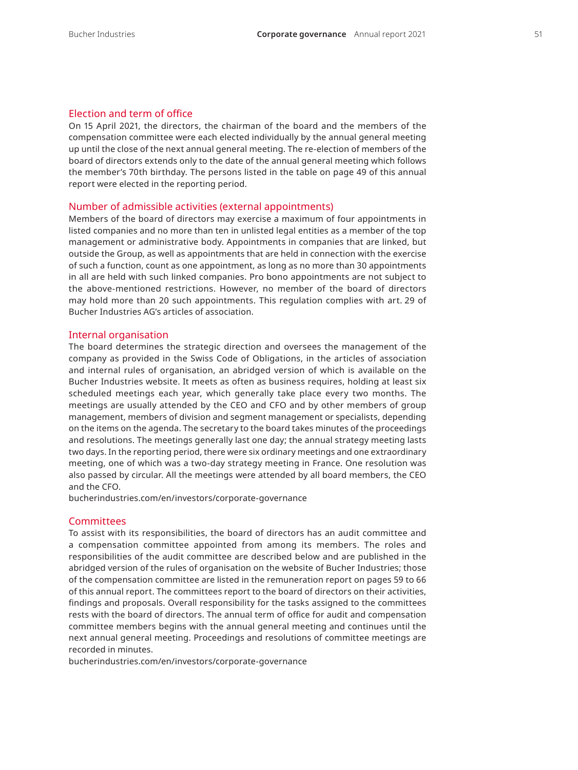## Election and term of office

On 15 April 2021, the directors, the chairman of the board and the members of the compensation committee were each elected individually by the annual general meeting up until the close of the next annual general meeting. The re-election of members of the board of directors extends only to the date of the annual general meeting which follows the member's 70th birthday. The persons listed in the table on page 49 of this annual report were elected in the reporting period.

## Number of admissible activities (external appointments)

Members of the board of directors may exercise a maximum of four appointments in listed companies and no more than ten in unlisted legal entities as a member of the top management or administrative body. Appointments in companies that are linked, but outside the Group, as well as appointments that are held in connection with the exercise of such a function, count as one appointment, as long as no more than 30 appointments in all are held with such linked companies. Pro bono appointments are not subject to the above-mentioned restrictions. However, no member of the board of directors may hold more than 20 such appointments. This regulation complies with art. 29 of Bucher Industries AG's articles of association.

## Internal organisation

The board determines the strategic direction and oversees the management of the company as provided in the Swiss Code of Obligations, in the articles of association and internal rules of organisation, an abridged version of which is available on the Bucher Industries website. It meets as often as business requires, holding at least six scheduled meetings each year, which generally take place every two months. The meetings are usually attended by the CEO and CFO and by other members of group management, members of division and segment management or specialists, depending on the items on the agenda. The secretary to the board takes minutes of the proceedings and resolutions. The meetings generally last one day; the annual strategy meeting lasts two days. In the reporting period, there were six ordinary meetings and one extraordinary meeting, one of which was a two-day strategy meeting in France. One resolution was also passed by circular. All the meetings were attended by all board members, the CEO and the CFO.

bucherindustries.com/en/investors/corporate-governance

## Committees

To assist with its responsibilities, the board of directors has an audit committee and a compensation committee appointed from among its members. The roles and responsibilities of the audit committee are described below and are published in the abridged version of the rules of organisation on the website of Bucher Industries; those of the compensation committee are listed in the remuneration report on pages 59 to 66 of this annual report. The committees report to the board of directors on their activities, findings and proposals. Overall responsibility for the tasks assigned to the committees rests with the board of directors. The annual term of office for audit and compensation committee members begins with the annual general meeting and continues until the next annual general meeting. Proceedings and resolutions of committee meetings are recorded in minutes.

bucherindustries.com/en/investors/corporate-governance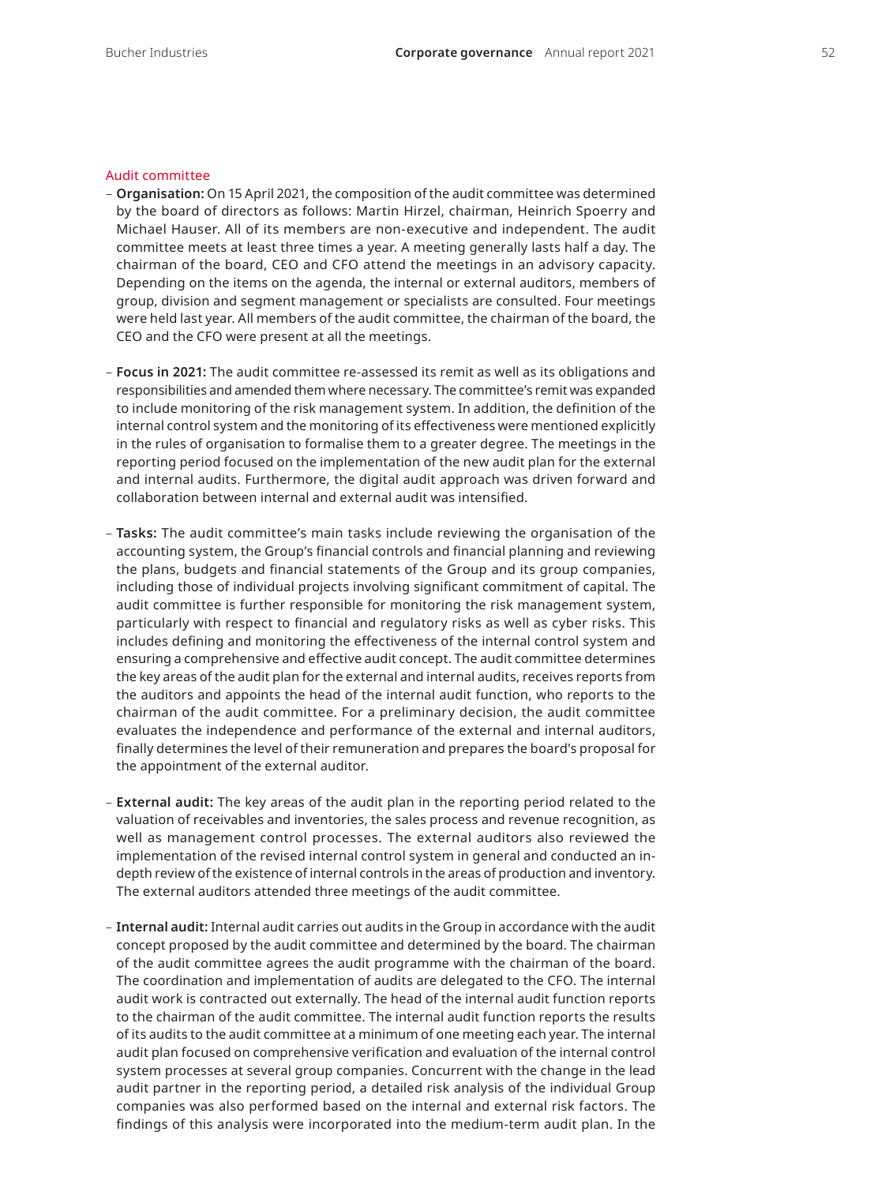### Audit committee

- **Organisation:** On 15 April 2021, the composition of the audit committee was determined by the board of directors as follows: Martin Hirzel, chairman, Heinrich Spoerry and Michael Hauser. All of its members are non-executive and independent. The audit committee meets at least three times a year. A meeting generally lasts half a day. The chairman of the board, CEO and CFO attend the meetings in an advisory capacity. Depending on the items on the agenda, the internal or external auditors, members of group, division and segment management or specialists are consulted. Four meetings were held last year. All members of the audit committee, the chairman of the board, the CEO and the CFO were present at all the meetings.

- **Focus in 2021:** The audit committee re-assessed its remit as well as its obligations and responsibilities and amended them where necessary. The committee's remit was expanded to include monitoring of the risk management system. In addition, the definition of the internal control system and the monitoring of its effectiveness were mentioned explicitly in the rules of organisation to formalise them to a greater degree. The meetings in the reporting period focused on the implementation of the new audit plan for the external and internal audits. Furthermore, the digital audit approach was driven forward and collaboration between internal and external audit was intensified.

- **Tasks:** The audit committee's main tasks include reviewing the organisation of the accounting system, the Group's financial controls and financial planning and reviewing the plans, budgets and financial statements of the Group and its group companies, including those of individual projects involving significant commitment of capital. The audit committee is further responsible for monitoring the risk management system, particularly with respect to financial and regulatory risks as well as cyber risks. This includes defining and monitoring the effectiveness of the internal control system and ensuring a comprehensive and effective audit concept. The audit committee determines the key areas of the audit plan for the external and internal audits, receives reports from the auditors and appoints the head of the internal audit function, who reports to the chairman of the audit committee. For a preliminary decision, the audit committee evaluates the independence and performance of the external and internal auditors, finally determines the level of their remuneration and prepares the board's proposal for the appointment of the external auditor.

- **External audit:** The key areas of the audit plan in the reporting period related to the valuation of receivables and inventories, the sales process and revenue recognition, as well as management control processes. The external auditors also reviewed the implementation of the revised internal control system in general and conducted an in-depth review of the existence of internal controls in the areas of production and inventory. The external auditors attended three meetings of the audit committee.

- **Internal audit:** Internal audit carries out audits in the Group in accordance with the audit concept proposed by the audit committee and determined by the board. The chairman of the audit committee agrees the audit programme with the chairman of the board. The coordination and implementation of audits are delegated to the CFO. The internal audit work is contracted out externally. The head of the internal audit function reports to the chairman of the audit committee. The internal audit function reports the results of its audits to the audit committee at a minimum of one meeting each year. The internal audit plan focused on comprehensive verification and evaluation of the internal control system processes at several group companies. Concurrent with the change in the lead audit partner in the reporting period, a detailed risk analysis of the individual Group companies was also performed based on the internal and external risk factors. The findings of this analysis were incorporated into the medium-term audit plan. In the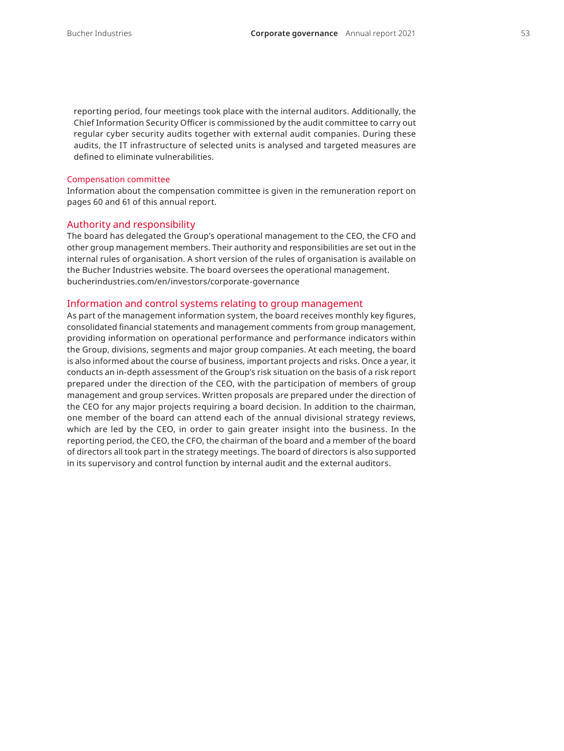reporting period, four meetings took place with the internal auditors. Additionally, the Chief Information Security Officer is commissioned by the audit committee to carry out regular cyber security audits together with external audit companies. During these audits, the IT infrastructure of selected units is analysed and targeted measures are defined to eliminate vulnerabilities.

### Compensation committee

Information about the compensation committee is given in the remuneration report on pages 60 and 61 of this annual report.

## Authority and responsibility

The board has delegated the Group's operational management to the CEO, the CFO and other group management members. Their authority and responsibilities are set out in the internal rules of organisation. A short version of the rules of organisation is available on the Bucher Industries website. The board oversees the operational management.
bucherindustries.com/en/investors/corporate-governance

## Information and control systems relating to group management

As part of the management information system, the board receives monthly key figures, consolidated financial statements and management comments from group management, providing information on operational performance and performance indicators within the Group, divisions, segments and major group companies. At each meeting, the board is also informed about the course of business, important projects and risks. Once a year, it conducts an in-depth assessment of the Group's risk situation on the basis of a risk report prepared under the direction of the CEO, with the participation of members of group management and group services. Written proposals are prepared under the direction of the CEO for any major projects requiring a board decision. In addition to the chairman, one member of the board can attend each of the annual divisional strategy reviews, which are led by the CEO, in order to gain greater insight into the business. In the reporting period, the CEO, the CFO, the chairman of the board and a member of the board of directors all took part in the strategy meetings. The board of directors is also supported in its supervisory and control function by internal audit and the external auditors.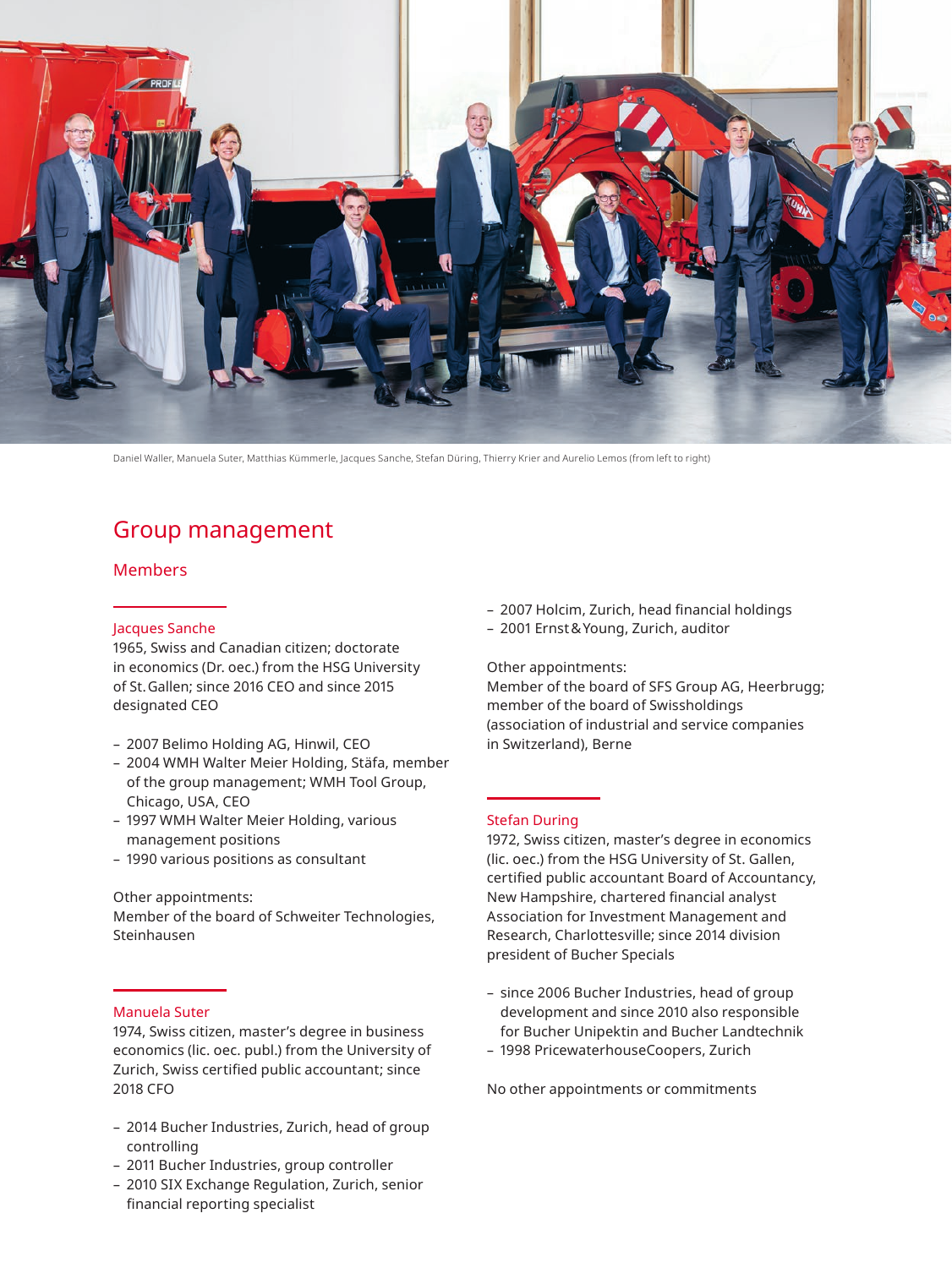Daniel Waller, Manuela Suter, Matthias Kümmerle, Jacques Sanche, Stefan Düring, Thierry Krier and Aurelio Lemos (from left to right)

# Group management

## Members

### Jacques Sanche

1965, Swiss and Canadian citizen; doctorate in economics (Dr. oec.) from the HSG University of St. Gallen; since 2016 CEO and since 2015 designated CEO

- 2007 Belimo Holding AG, Hinwil, CEO
- 2004 WMH Walter Meier Holding, Stäfa, member of the group management; WMH Tool Group, Chicago, USA, CEO
- 1997 WMH Walter Meier Holding, various management positions
- 1990 various positions as consultant

Other appointments:
Member of the board of Schweiter Technologies, Steinhausen

### Manuela Suter

1974, Swiss citizen, master's degree in business economics (lic. oec. publ.) from the University of Zurich, Swiss certified public accountant; since 2018 CFO

- 2014 Bucher Industries, Zurich, head of group controlling
- 2011 Bucher Industries, group controller
- 2010 SIX Exchange Regulation, Zurich, senior financial reporting specialist
- 2007 Holcim, Zurich, head financial holdings
- 2001 Ernst & Young, Zurich, auditor

Other appointments:
Member of the board of SFS Group AG, Heerbrugg; member of the board of Swissholdings (association of industrial and service companies in Switzerland), Berne

### Stefan During

1972, Swiss citizen, master's degree in economics (lic. oec.) from the HSG University of St. Gallen, certified public accountant Board of Accountancy, New Hampshire, chartered financial analyst Association for Investment Management and Research, Charlottesville; since 2014 division president of Bucher Specials

- since 2006 Bucher Industries, head of group development and since 2010 also responsible for Bucher Unipektin and Bucher Landtechnik
- 1998 PricewaterhouseCoopers, Zurich

No other appointments or commitments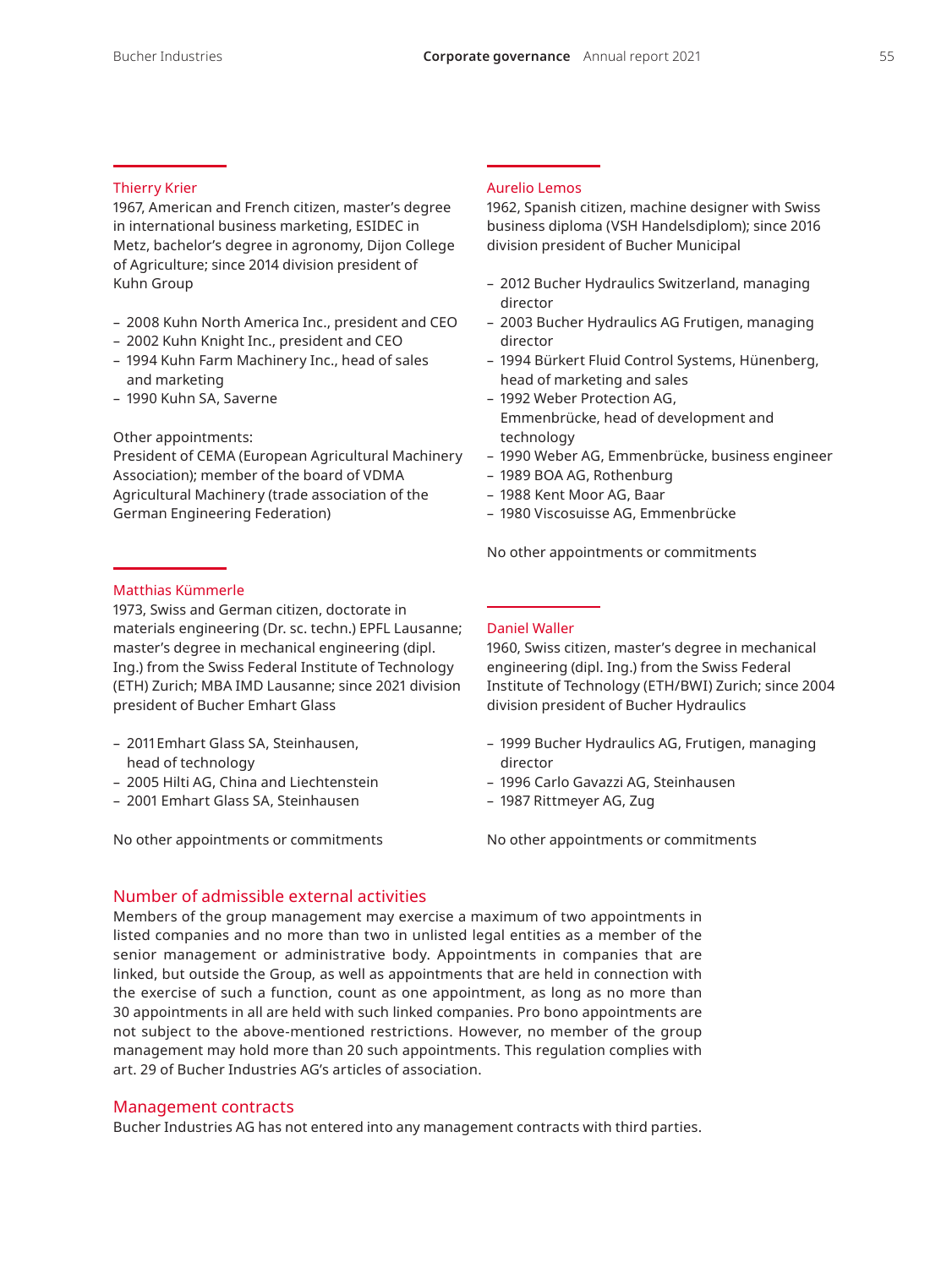### Thierry Krier

1967, American and French citizen, master's degree in international business marketing, ESIDEC in Metz, bachelor's degree in agronomy, Dijon College of Agriculture; since 2014 division president of Kuhn Group

- 2008 Kuhn North America Inc., president and CEO
- 2002 Kuhn Knight Inc., president and CEO
- 1994 Kuhn Farm Machinery Inc., head of sales and marketing
- 1990 Kuhn SA, Saverne

Other appointments:
President of CEMA (European Agricultural Machinery Association); member of the board of VDMA Agricultural Machinery (trade association of the German Engineering Federation)

### Matthias Kümmerle

1973, Swiss and German citizen, doctorate in materials engineering (Dr. sc. techn.) EPFL Lausanne; master's degree in mechanical engineering (dipl. Ing.) from the Swiss Federal Institute of Technology (ETH) Zurich; MBA IMD Lausanne; since 2021 division president of Bucher Emhart Glass

- 2011 Emhart Glass SA, Steinhausen, head of technology
- 2005 Hilti AG, China and Liechtenstein
- 2001 Emhart Glass SA, Steinhausen

No other appointments or commitments

### Aurelio Lemos

1962, Spanish citizen, machine designer with Swiss business diploma (VSH Handelsdiplom); since 2016 division president of Bucher Municipal

- 2012 Bucher Hydraulics Switzerland, managing director
- 2003 Bucher Hydraulics AG Frutigen, managing director
- 1994 Bürkert Fluid Control Systems, Hünenberg, head of marketing and sales
- 1992 Weber Protection AG, Emmenbrücke, head of development and technology
- 1990 Weber AG, Emmenbrücke, business engineer
- 1989 BOA AG, Rothenburg
- 1988 Kent Moor AG, Baar
- 1980 Viscosuisse AG, Emmenbrücke

No other appointments or commitments

### Daniel Waller

1960, Swiss citizen, master's degree in mechanical engineering (dipl. Ing.) from the Swiss Federal Institute of Technology (ETH/BWI) Zurich; since 2004 division president of Bucher Hydraulics

- 1999 Bucher Hydraulics AG, Frutigen, managing director
- 1996 Carlo Gavazzi AG, Steinhausen
- 1987 Rittmeyer AG, Zug

No other appointments or commitments

## Number of admissible external activities

Members of the group management may exercise a maximum of two appointments in listed companies and no more than two in unlisted legal entities as a member of the senior management or administrative body. Appointments in companies that are linked, but outside the Group, as well as appointments that are held in connection with the exercise of such a function, count as one appointment, as long as no more than 30 appointments in all are held with such linked companies. Pro bono appointments are not subject to the above-mentioned restrictions. However, no member of the group management may hold more than 20 such appointments. This regulation complies with art. 29 of Bucher Industries AG's articles of association.

## Management contracts

Bucher Industries AG has not entered into any management contracts with third parties.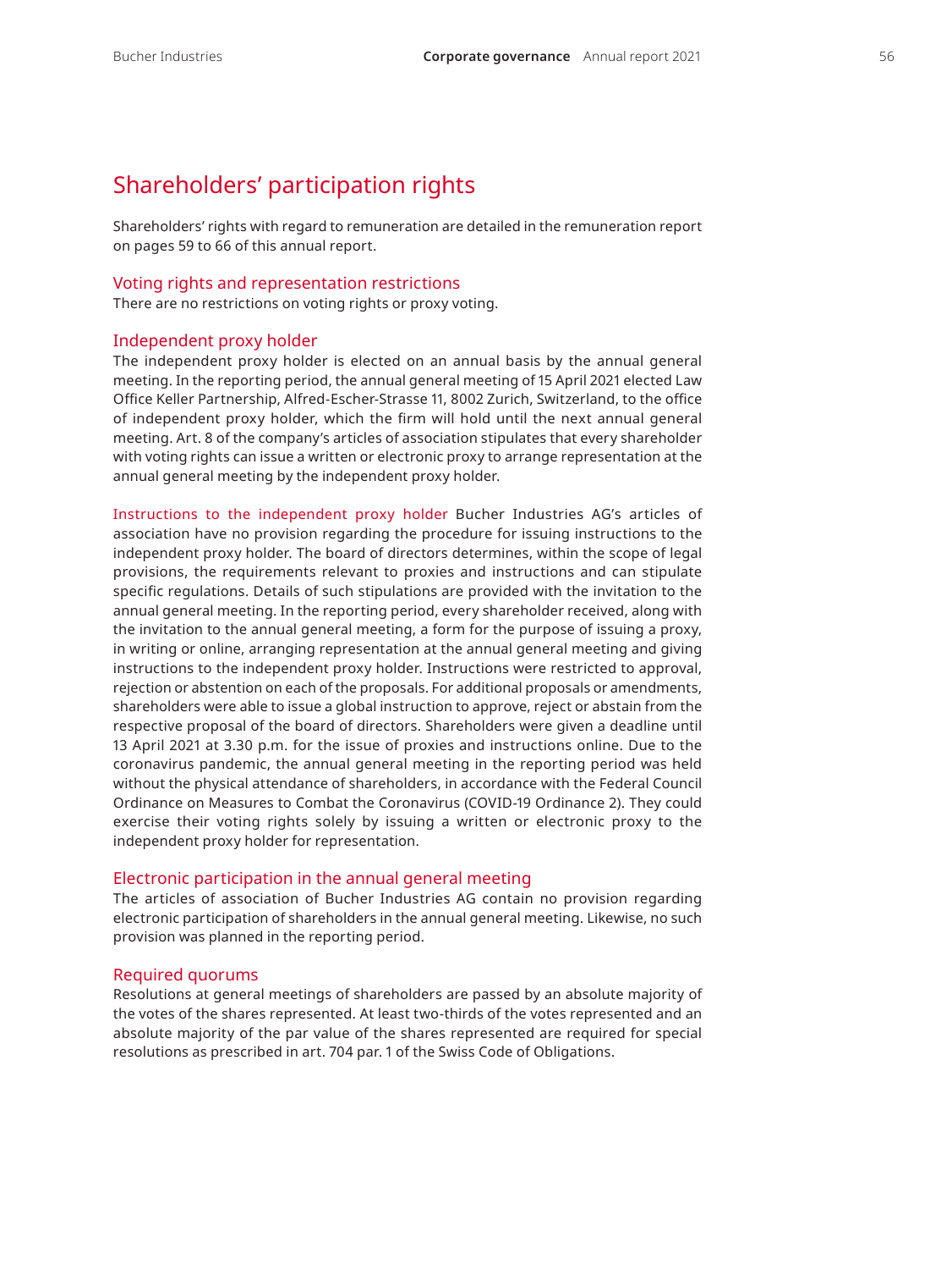## Shareholders’ participation rights

Shareholders’ rights with regard to remuneration are detailed in the remuneration report on pages 59 to 66 of this annual report.

### Voting rights and representation restrictions

There are no restrictions on voting rights or proxy voting.

### Independent proxy holder

The independent proxy holder is elected on an annual basis by the annual general meeting. In the reporting period, the annual general meeting of 15 April 2021 elected Law Office Keller Partnership, Alfred-Escher-Strasse 11, 8002 Zurich, Switzerland, to the office of independent proxy holder, which the firm will hold until the next annual general meeting. Art. 8 of the company’s articles of association stipulates that every shareholder with voting rights can issue a written or electronic proxy to arrange representation at the annual general meeting by the independent proxy holder.

Instructions to the independent proxy holder Bucher Industries AG’s articles of association have no provision regarding the procedure for issuing instructions to the independent proxy holder. The board of directors determines, within the scope of legal provisions, the requirements relevant to proxies and instructions and can stipulate specific regulations. Details of such stipulations are provided with the invitation to the annual general meeting. In the reporting period, every shareholder received, along with the invitation to the annual general meeting, a form for the purpose of issuing a proxy, in writing or online, arranging representation at the annual general meeting and giving instructions to the independent proxy holder. Instructions were restricted to approval, rejection or abstention on each of the proposals. For additional proposals or amendments, shareholders were able to issue a global instruction to approve, reject or abstain from the respective proposal of the board of directors. Shareholders were given a deadline until 13 April 2021 at 3.30 p.m. for the issue of proxies and instructions online. Due to the coronavirus pandemic, the annual general meeting in the reporting period was held without the physical attendance of shareholders, in accordance with the Federal Council Ordinance on Measures to Combat the Coronavirus (COVID-19 Ordinance 2). They could exercise their voting rights solely by issuing a written or electronic proxy to the independent proxy holder for representation.

### Electronic participation in the annual general meeting

The articles of association of Bucher Industries AG contain no provision regarding electronic participation of shareholders in the annual general meeting. Likewise, no such provision was planned in the reporting period.

### Required quorums

Resolutions at general meetings of shareholders are passed by an absolute majority of the votes of the shares represented. At least two-thirds of the votes represented and an absolute majority of the par value of the shares represented are required for special resolutions as prescribed in art. 704 par. 1 of the Swiss Code of Obligations.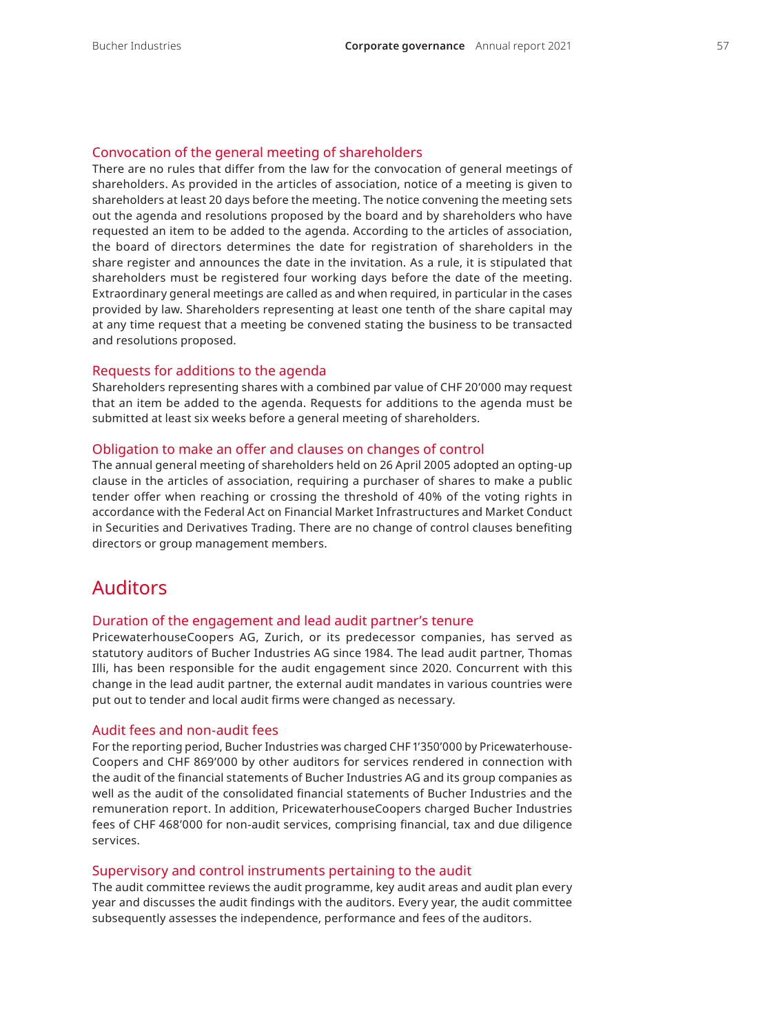### Convocation of the general meeting of shareholders

There are no rules that differ from the law for the convocation of general meetings of shareholders. As provided in the articles of association, notice of a meeting is given to shareholders at least 20 days before the meeting. The notice convening the meeting sets out the agenda and resolutions proposed by the board and by shareholders who have requested an item to be added to the agenda. According to the articles of association, the board of directors determines the date for registration of shareholders in the share register and announces the date in the invitation. As a rule, it is stipulated that shareholders must be registered four working days before the date of the meeting. Extraordinary general meetings are called as and when required, in particular in the cases provided by law. Shareholders representing at least one tenth of the share capital may at any time request that a meeting be convened stating the business to be transacted and resolutions proposed.

### Requests for additions to the agenda

Shareholders representing shares with a combined par value of CHF 20'000 may request that an item be added to the agenda. Requests for additions to the agenda must be submitted at least six weeks before a general meeting of shareholders.

### Obligation to make an offer and clauses on changes of control

The annual general meeting of shareholders held on 26 April 2005 adopted an opting-up clause in the articles of association, requiring a purchaser of shares to make a public tender offer when reaching or crossing the threshold of 40% of the voting rights in accordance with the Federal Act on Financial Market Infrastructures and Market Conduct in Securities and Derivatives Trading. There are no change of control clauses benefiting directors or group management members.

## Auditors

### Duration of the engagement and lead audit partner's tenure

PricewaterhouseCoopers AG, Zurich, or its predecessor companies, has served as statutory auditors of Bucher Industries AG since 1984. The lead audit partner, Thomas Illi, has been responsible for the audit engagement since 2020. Concurrent with this change in the lead audit partner, the external audit mandates in various countries were put out to tender and local audit firms were changed as necessary.

### Audit fees and non-audit fees

For the reporting period, Bucher Industries was charged CHF 1'350'000 by Pricewaterhouse-Coopers and CHF 869'000 by other auditors for services rendered in connection with the audit of the financial statements of Bucher Industries AG and its group companies as well as the audit of the consolidated financial statements of Bucher Industries and the remuneration report. In addition, PricewaterhouseCoopers charged Bucher Industries fees of CHF 468'000 for non-audit services, comprising financial, tax and due diligence services.

### Supervisory and control instruments pertaining to the audit

The audit committee reviews the audit programme, key audit areas and audit plan every year and discusses the audit findings with the auditors. Every year, the audit committee subsequently assesses the independence, performance and fees of the auditors.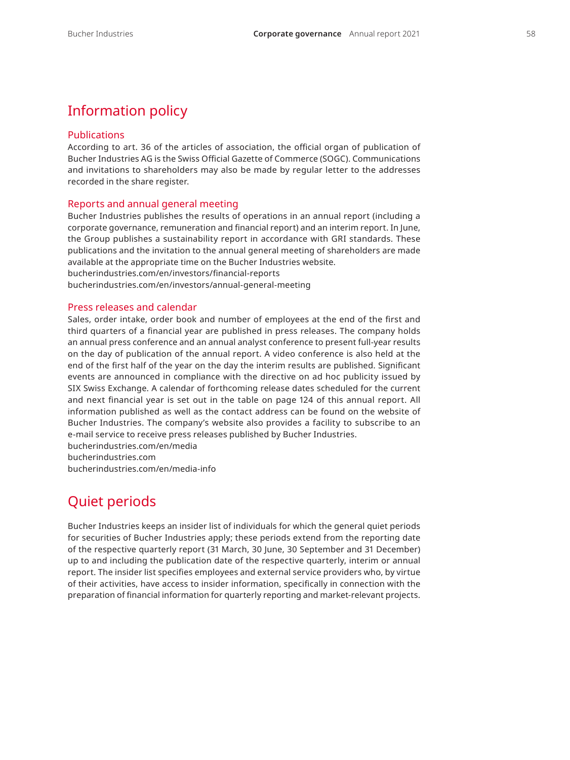# Information policy

## Publications

According to art. 36 of the articles of association, the official organ of publication of Bucher Industries AG is the Swiss Official Gazette of Commerce (SOGC). Communications and invitations to shareholders may also be made by regular letter to the addresses recorded in the share register.

## Reports and annual general meeting

Bucher Industries publishes the results of operations in an annual report (including a corporate governance, remuneration and financial report) and an interim report. In June, the Group publishes a sustainability report in accordance with GRI standards. These publications and the invitation to the annual general meeting of shareholders are made available at the appropriate time on the Bucher Industries website.
bucherindustries.com/en/investors/financial-reports
bucherindustries.com/en/investors/annual-general-meeting

## Press releases and calendar

Sales, order intake, order book and number of employees at the end of the first and third quarters of a financial year are published in press releases. The company holds an annual press conference and an annual analyst conference to present full-year results on the day of publication of the annual report. A video conference is also held at the end of the first half of the year on the day the interim results are published. Significant events are announced in compliance with the directive on ad hoc publicity issued by SIX Swiss Exchange. A calendar of forthcoming release dates scheduled for the current and next financial year is set out in the table on page 124 of this annual report. All information published as well as the contact address can be found on the website of Bucher Industries. The company's website also provides a facility to subscribe to an e-mail service to receive press releases published by Bucher Industries.
bucherindustries.com/en/media
bucherindustries.com
bucherindustries.com/en/media-info

# Quiet periods

Bucher Industries keeps an insider list of individuals for which the general quiet periods for securities of Bucher Industries apply; these periods extend from the reporting date of the respective quarterly report (31 March, 30 June, 30 September and 31 December) up to and including the publication date of the respective quarterly, interim or annual report. The insider list specifies employees and external service providers who, by virtue of their activities, have access to insider information, specifically in connection with the preparation of financial information for quarterly reporting and market-relevant projects.